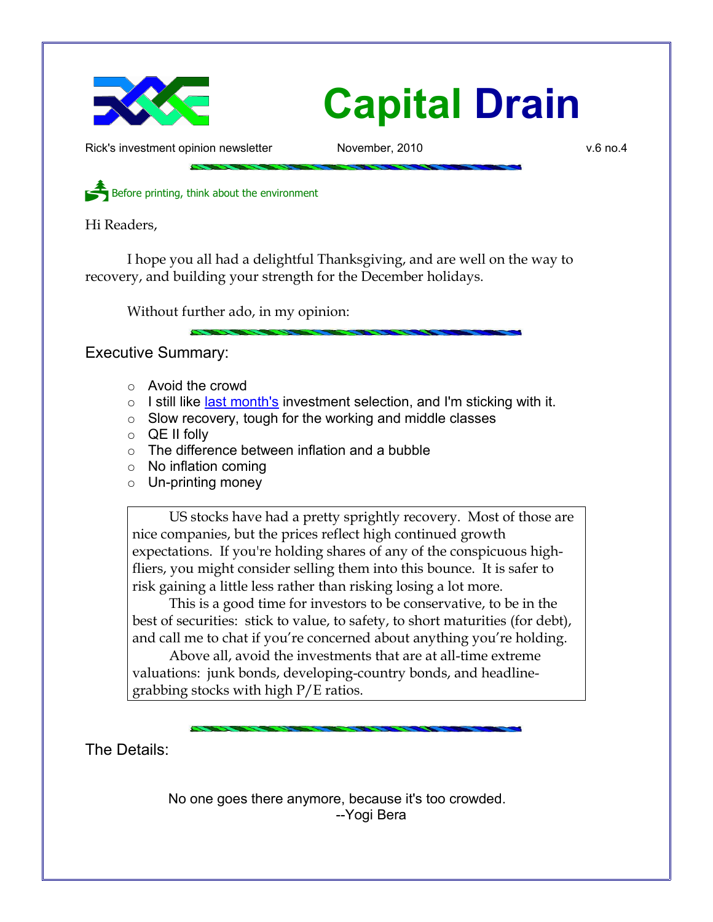# Capital Drain

Rick's investment opinion newsletter November, 2010 v.6 no.4

Before printing, think about the environment

Hi Readers,

I hope you all had a delightful Thanksgiving, and are well on the way to recovery, and building your strength for the December holidays.

Without further ado, in my opinion:

## Executive Summary:

- Avoid the crowd
- I still like [last month's](last month's) investment selection, and I'm sticking with it.
- Slow recovery, tough for the working and middle classes
- QE II folly
- The difference between inflation and a bubble
- No inflation coming
- Un-printing money

> US stocks have had a pretty sprightly recovery. Most of those are nice companies, but the prices reflect high continued growth expectations. If you're holding shares of any of the conspicuous high-fliers, you might consider selling them into this bounce. It is safer to risk gaining a little less rather than risking losing a lot more.
>
> This is a good time for investors to be conservative, to be in the best of securities: stick to value, to safety, to short maturities (for debt), and call me to chat if you're concerned about anything you're holding.
>
> Above all, avoid the investments that are at all-time extreme valuations: junk bonds, developing-country bonds, and headline-grabbing stocks with high P/E ratios.

## The Details:

No one goes there anymore, because it's too crowded.
--Yogi Bera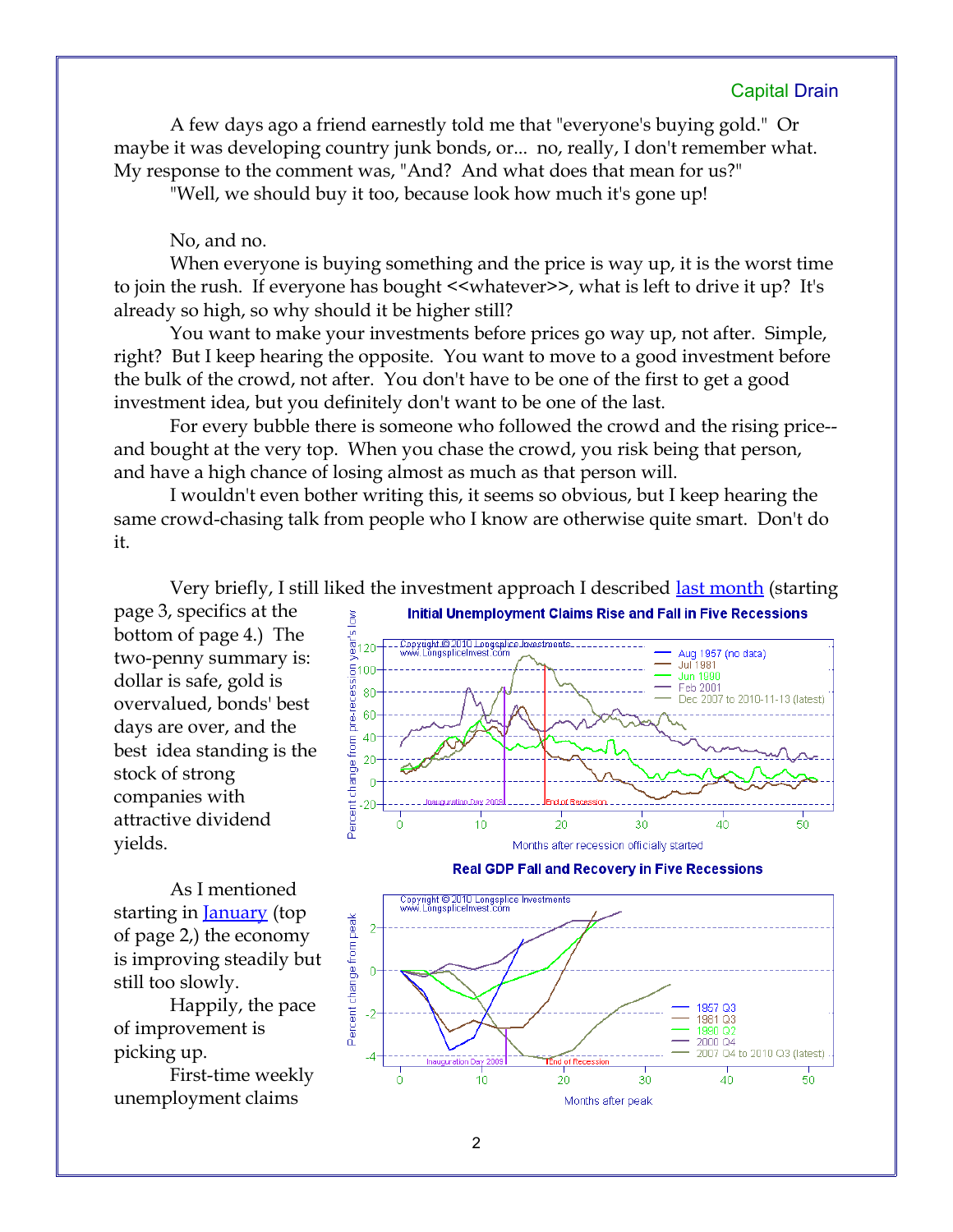A few days ago a friend earnestly told me that "everyone's buying gold." Or maybe it was developing country junk bonds, or... no, really, I don't remember what. My response to the comment was, "And? And what does that mean for us?"

"Well, we should buy it too, because look how much it's gone up!

No, and no.

When everyone is buying something and the price is way up, it is the worst time to join the rush. If everyone has bought <<whatever>>, what is left to drive it up? It's already so high, so why should it be higher still?

You want to make your investments before prices go way up, not after. Simple, right? But I keep hearing the opposite. You want to move to a good investment before the bulk of the crowd, not after. You don't have to be one of the first to get a good investment idea, but you definitely don't want to be one of the last.

For every bubble there is someone who followed the crowd and the rising price--and bought at the very top. When you chase the crowd, you risk being that person, and have a high chance of losing almost as much as that person will.

I wouldn't even bother writing this, it seems so obvious, but I keep hearing the same crowd-chasing talk from people who I know are otherwise quite smart. Don't do it.

Very briefly, I still liked the investment approach I described [last month](last month) (starting page 3, specifics at the bottom of page 4.) The two-penny summary is: dollar is safe, gold is overvalued, bonds' best days are over, and the best idea standing is the stock of strong companies with attractive dividend yields.

As I mentioned starting in [January](January) (top of page 2,) the economy is improving steadily but still too slowly.

Happily, the pace of improvement is picking up.

First-time weekly unemployment claims

**Initial Unemployment Claims Rise and Fall in Five Recessions**

Copyright © 2010 Longsplice Investments www.LongspliceInvest.com

Legend: Aug 1957 (no data); Jul 1981; Jun 1990; Feb 2001; Dec 2007 to 2010-11-13 (latest)

Y-axis: Percent change from pre-recession year's low (-20 to 120). X-axis: Months after recession officially started (0 to 50). Markers: Inauguration Day 2009; End of Recession

**Real GDP Fall and Recovery in Five Recessions**

Copyright © 2010 Longsplice Investments www.LongspliceInvest.com

Legend: 1957 Q3; 1981 Q3; 1990 Q2; 2000 Q4; 2007 Q4 to 2010 Q3 (latest)

Y-axis: Percent change from peak (-4 to 2). X-axis: Months after peak (0 to 50). Markers: Inauguration Day 2009; End of Recession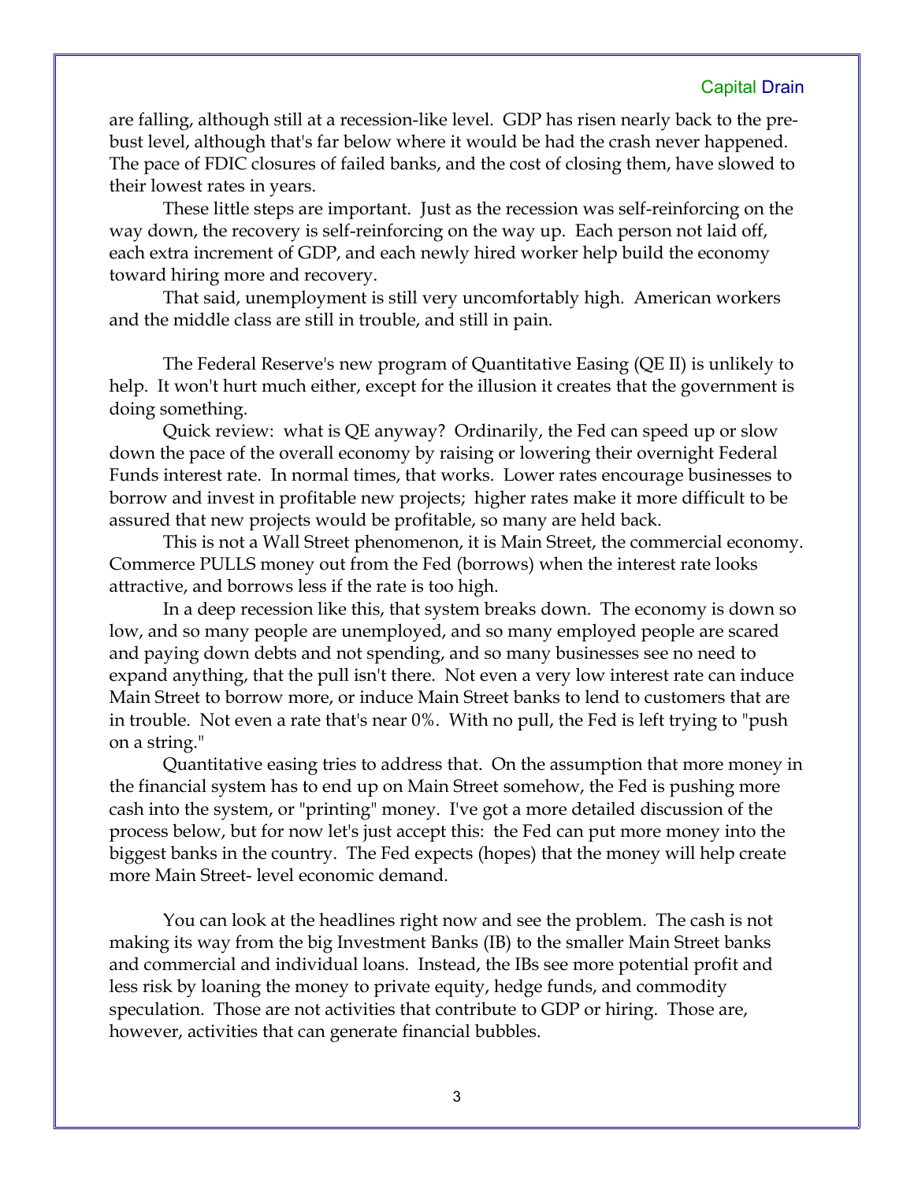are falling, although still at a recession-like level. GDP has risen nearly back to the pre-bust level, although that's far below where it would be had the crash never happened. The pace of FDIC closures of failed banks, and the cost of closing them, have slowed to their lowest rates in years.

These little steps are important. Just as the recession was self-reinforcing on the way down, the recovery is self-reinforcing on the way up. Each person not laid off, each extra increment of GDP, and each newly hired worker help build the economy toward hiring more and recovery.

That said, unemployment is still very uncomfortably high. American workers and the middle class are still in trouble, and still in pain.

The Federal Reserve's new program of Quantitative Easing (QE II) is unlikely to help. It won't hurt much either, except for the illusion it creates that the government is doing something.

Quick review: what is QE anyway? Ordinarily, the Fed can speed up or slow down the pace of the overall economy by raising or lowering their overnight Federal Funds interest rate. In normal times, that works. Lower rates encourage businesses to borrow and invest in profitable new projects; higher rates make it more difficult to be assured that new projects would be profitable, so many are held back.

This is not a Wall Street phenomenon, it is Main Street, the commercial economy. Commerce PULLS money out from the Fed (borrows) when the interest rate looks attractive, and borrows less if the rate is too high.

In a deep recession like this, that system breaks down. The economy is down so low, and so many people are unemployed, and so many employed people are scared and paying down debts and not spending, and so many businesses see no need to expand anything, that the pull isn't there. Not even a very low interest rate can induce Main Street to borrow more, or induce Main Street banks to lend to customers that are in trouble. Not even a rate that's near 0%. With no pull, the Fed is left trying to "push on a string."

Quantitative easing tries to address that. On the assumption that more money in the financial system has to end up on Main Street somehow, the Fed is pushing more cash into the system, or "printing" money. I've got a more detailed discussion of the process below, but for now let's just accept this: the Fed can put more money into the biggest banks in the country. The Fed expects (hopes) that the money will help create more Main Street- level economic demand.

You can look at the headlines right now and see the problem. The cash is not making its way from the big Investment Banks (IB) to the smaller Main Street banks and commercial and individual loans. Instead, the IBs see more potential profit and less risk by loaning the money to private equity, hedge funds, and commodity speculation. Those are not activities that contribute to GDP or hiring. Those are, however, activities that can generate financial bubbles.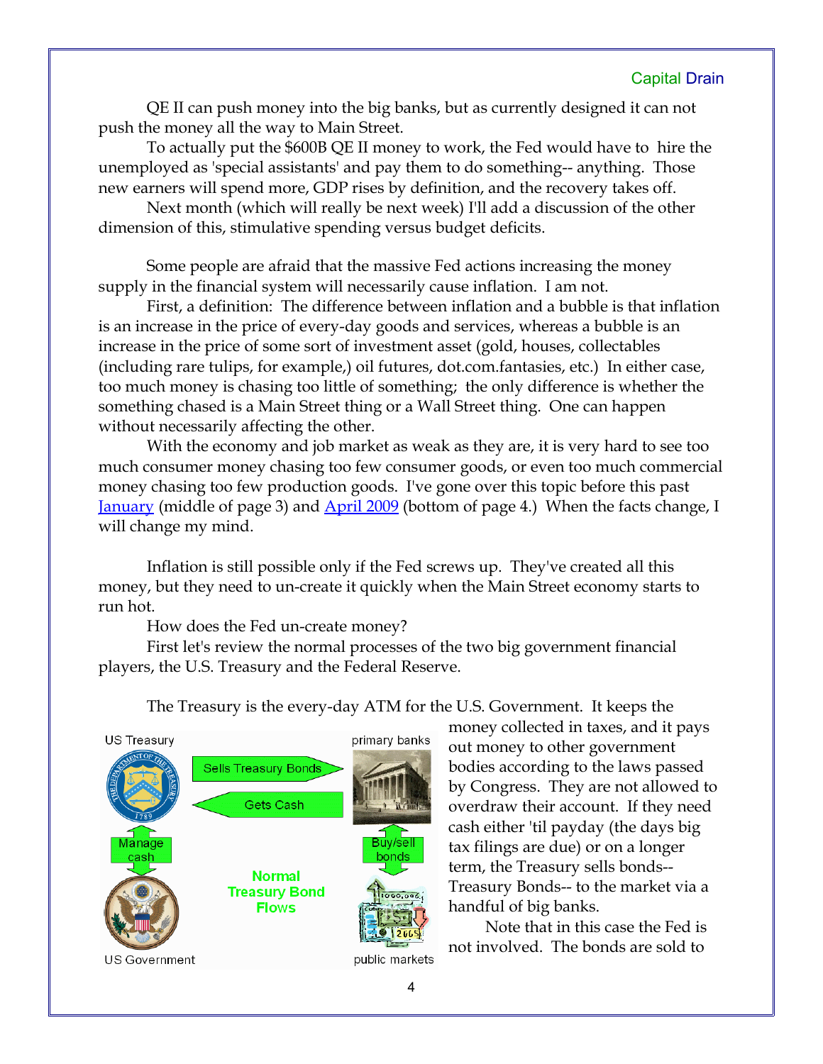QE II can push money into the big banks, but as currently designed it can not push the money all the way to Main Street.

To actually put the $600B QE II money to work, the Fed would have to hire the unemployed as 'special assistants' and pay them to do something-- anything. Those new earners will spend more, GDP rises by definition, and the recovery takes off.

Next month (which will really be next week) I'll add a discussion of the other dimension of this, stimulative spending versus budget deficits.

Some people are afraid that the massive Fed actions increasing the money supply in the financial system will necessarily cause inflation. I am not.

First, a definition: The difference between inflation and a bubble is that inflation is an increase in the price of every-day goods and services, whereas a bubble is an increase in the price of some sort of investment asset (gold, houses, collectables (including rare tulips, for example,) oil futures, dot.com.fantasies, etc.) In either case, too much money is chasing too little of something; the only difference is whether the something chased is a Main Street thing or a Wall Street thing. One can happen without necessarily affecting the other.

With the economy and job market as weak as they are, it is very hard to see too much consumer money chasing too few consumer goods, or even too much commercial money chasing too few production goods. I've gone over this topic before this past January (middle of page 3) and April 2009 (bottom of page 4.) When the facts change, I will change my mind.

Inflation is still possible only if the Fed screws up. They've created all this money, but they need to un-create it quickly when the Main Street economy starts to run hot.

How does the Fed un-create money?

First let's review the normal processes of the two big government financial players, the U.S. Treasury and the Federal Reserve.

The Treasury is the every-day ATM for the U.S. Government. It keeps the money collected in taxes, and it pays out money to other government bodies according to the laws passed by Congress. They are not allowed to overdraw their account. If they need cash either 'til payday (the days big tax filings are due) or on a longer term, the Treasury sells bonds-- Treasury Bonds-- to the market via a handful of big banks.

US Treasury | Sells Treasury Bonds → primary banks | Gets Cash ← | Manage cash | Buy/sell bonds | US Government | public markets

Normal Treasury Bond Flows

Note that in this case the Fed is not involved. The bonds are sold to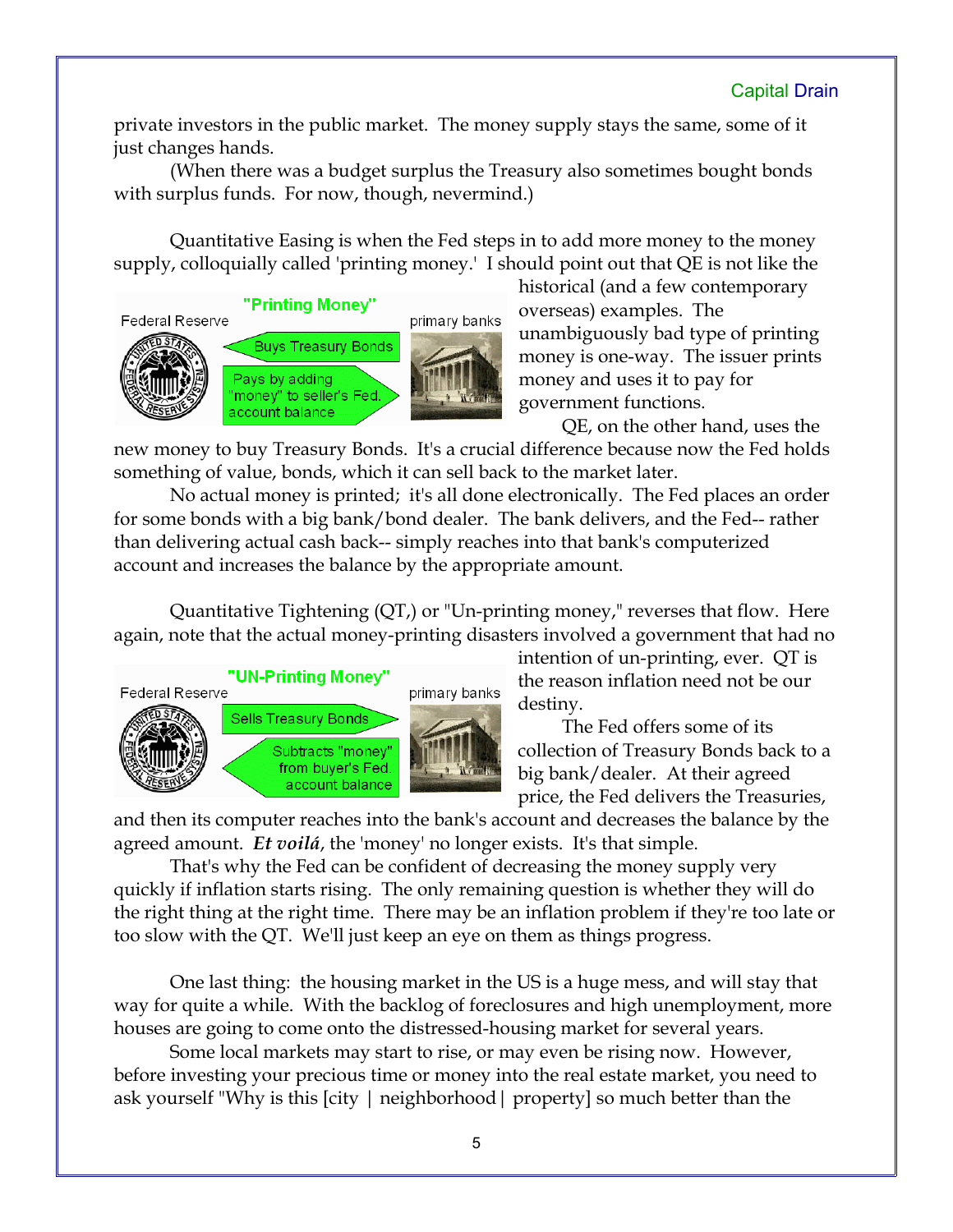private investors in the public market. The money supply stays the same, some of it just changes hands.

(When there was a budget surplus the Treasury also sometimes bought bonds with surplus funds. For now, though, nevermind.)

Quantitative Easing is when the Fed steps in to add more money to the money supply, colloquially called 'printing money.' I should point out that QE is not like the historical (and a few contemporary overseas) examples. The unambiguously bad type of printing money is one-way. The issuer prints money and uses it to pay for government functions.

"Printing Money"

Federal Reserve — Buys Treasury Bonds — primary banks

Pays by adding "money" to seller's Fed. account balance

QE, on the other hand, uses the new money to buy Treasury Bonds. It's a crucial difference because now the Fed holds something of value, bonds, which it can sell back to the market later.

No actual money is printed; it's all done electronically. The Fed places an order for some bonds with a big bank/bond dealer. The bank delivers, and the Fed-- rather than delivering actual cash back-- simply reaches into that bank's computerized account and increases the balance by the appropriate amount.

Quantitative Tightening (QT,) or "Un-printing money," reverses that flow. Here again, note that the actual money-printing disasters involved a government that had no intention of un-printing, ever. QT is the reason inflation need not be our destiny.

"UN-Printing Money"

Federal Reserve — Sells Treasury Bonds — primary banks

Subtracts "money" from buyer's Fed. account balance

The Fed offers some of its collection of Treasury Bonds back to a big bank/dealer. At their agreed price, the Fed delivers the Treasuries, and then its computer reaches into the bank's account and decreases the balance by the agreed amount. ***Et voilá***, the 'money' no longer exists. It's that simple.

That's why the Fed can be confident of decreasing the money supply very quickly if inflation starts rising. The only remaining question is whether they will do the right thing at the right time. There may be an inflation problem if they're too late or too slow with the QT. We'll just keep an eye on them as things progress.

One last thing: the housing market in the US is a huge mess, and will stay that way for quite a while. With the backlog of foreclosures and high unemployment, more houses are going to come onto the distressed-housing market for several years.

Some local markets may start to rise, or may even be rising now. However, before investing your precious time or money into the real estate market, you need to ask yourself "Why is this [city | neighborhood| property] so much better than the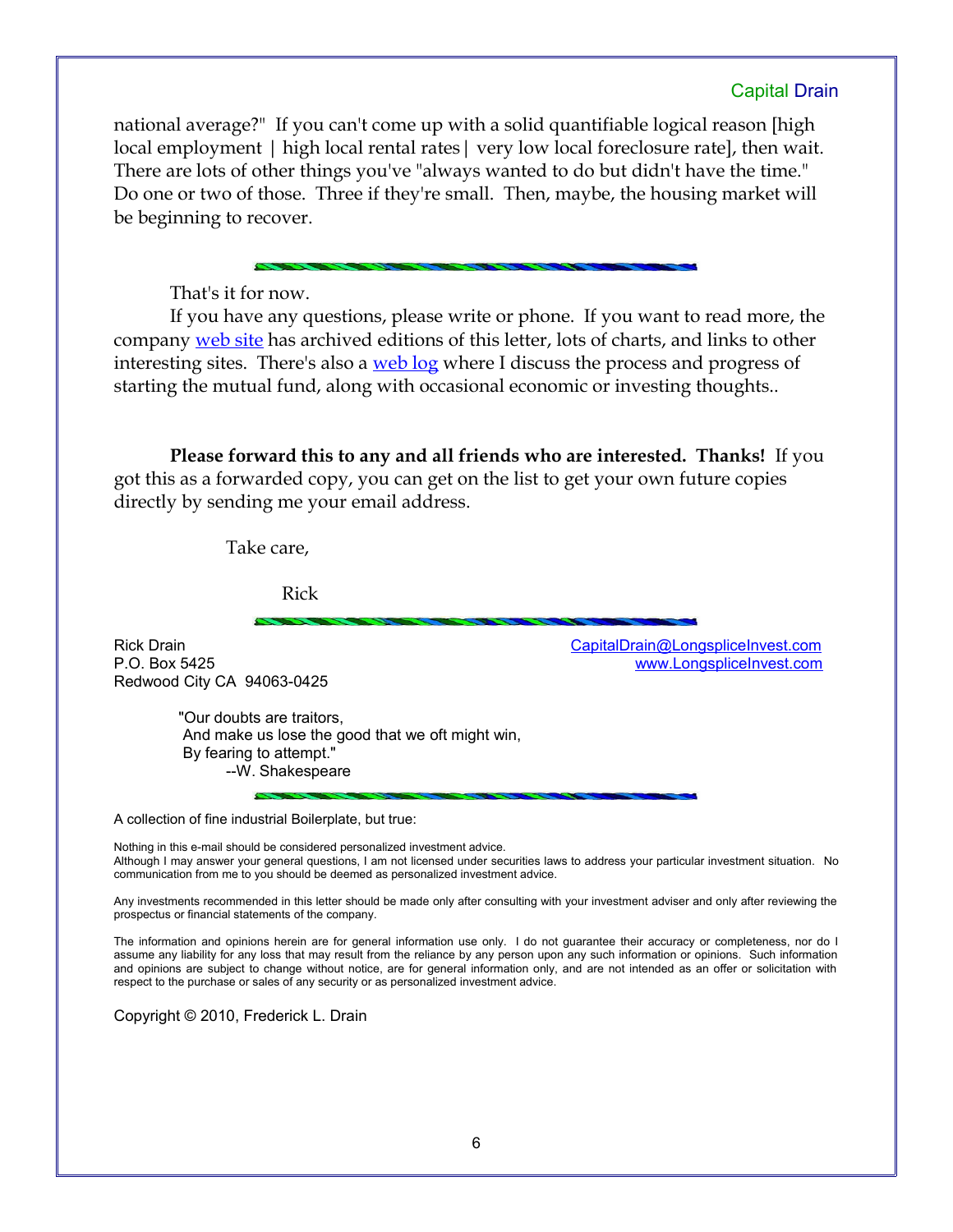national average?" If you can't come up with a solid quantifiable logical reason [high local employment | high local rental rates | very low local foreclosure rate], then wait. There are lots of other things you've "always wanted to do but didn't have the time." Do one or two of those. Three if they're small. Then, maybe, the housing market will be beginning to recover.

---

That's it for now.

If you have any questions, please write or phone. If you want to read more, the company web site has archived editions of this letter, lots of charts, and links to other interesting sites. There's also a web log where I discuss the process and progress of starting the mutual fund, along with occasional economic or investing thoughts..

**Please forward this to any and all friends who are interested. Thanks!** If you got this as a forwarded copy, you can get on the list to get your own future copies directly by sending me your email address.

Take care,

Rick

---

Rick Drain
P.O. Box 5425
Redwood City CA 94063-0425

CapitalDrain@LongspliceInvest.com
www.LongspliceInvest.com

"Our doubts are traitors,
And make us lose the good that we oft might win,
By fearing to attempt."
--W. Shakespeare

---

A collection of fine industrial Boilerplate, but true:

Nothing in this e-mail should be considered personalized investment advice.
Although I may answer your general questions, I am not licensed under securities laws to address your particular investment situation. No communication from me to you should be deemed as personalized investment advice.

Any investments recommended in this letter should be made only after consulting with your investment adviser and only after reviewing the prospectus or financial statements of the company.

The information and opinions herein are for general information use only. I do not guarantee their accuracy or completeness, nor do I assume any liability for any loss that may result from the reliance by any person upon any such information or opinions. Such information and opinions are subject to change without notice, are for general information only, and are not intended as an offer or solicitation with respect to the purchase or sales of any security or as personalized investment advice.

Copyright © 2010, Frederick L. Drain